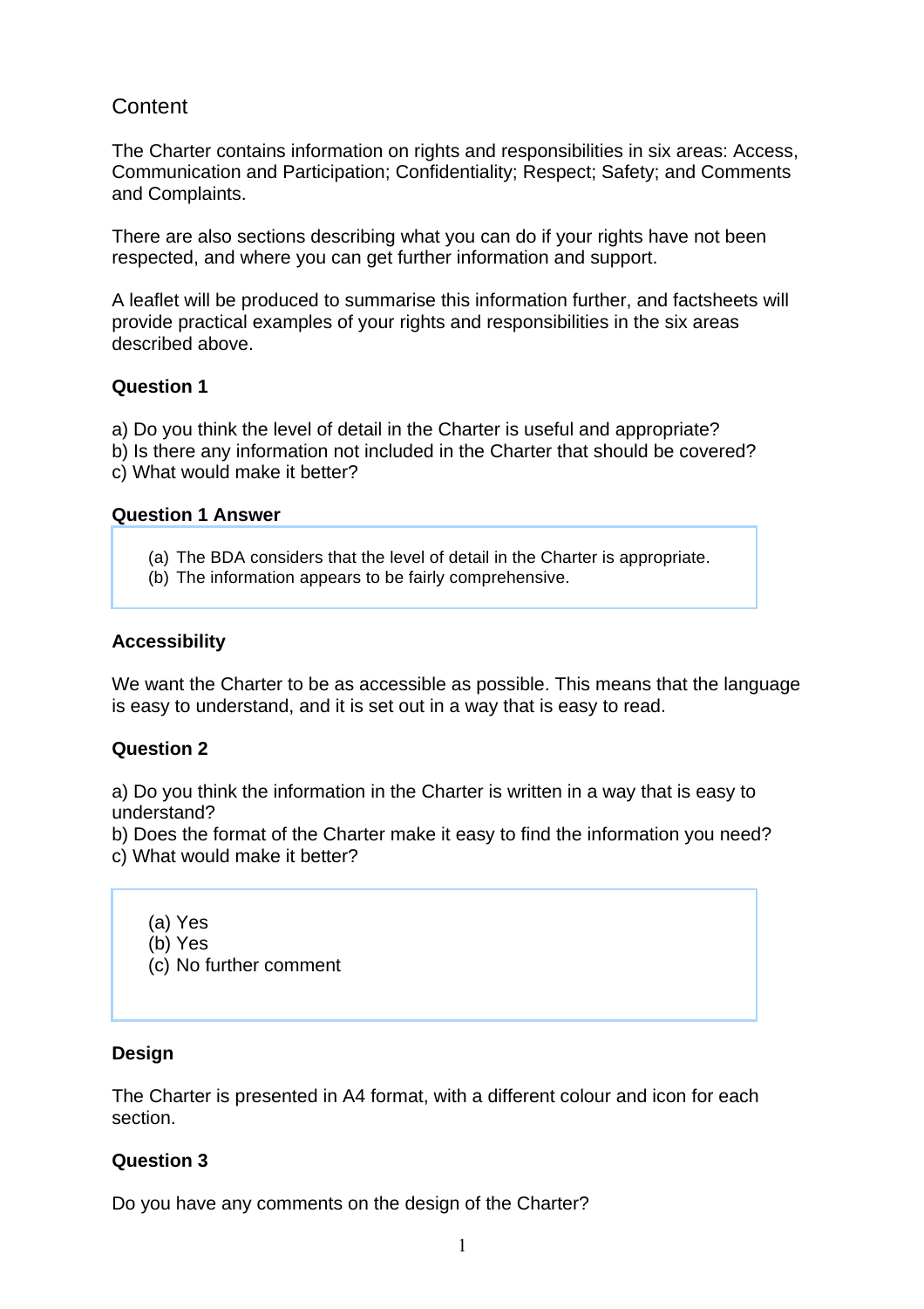## Content

The Charter contains information on rights and responsibilities in six areas: Access, Communication and Participation; Confidentiality; Respect; Safety; and Comments and Complaints.

There are also sections describing what you can do if your rights have not been respected, and where you can get further information and support.

A leaflet will be produced to summarise this information further, and factsheets will provide practical examples of your rights and responsibilities in the six areas described above.

**Question 1**

a) Do you think the level of detail in the Charter is useful and appropriate?
b) Is there any information not included in the Charter that should be covered?
c) What would make it better?

**Question 1 Answer**

(a) The BDA considers that the level of detail in the Charter is appropriate.
(b) The information appears to be fairly comprehensive.

**Accessibility**

We want the Charter to be as accessible as possible. This means that the language is easy to understand, and it is set out in a way that is easy to read.

**Question 2**

a) Do you think the information in the Charter is written in a way that is easy to understand?
b) Does the format of the Charter make it easy to find the information you need?
c) What would make it better?

(a) Yes
(b) Yes
(c) No further comment

**Design**

The Charter is presented in A4 format, with a different colour and icon for each section.

**Question 3**

Do you have any comments on the design of the Charter?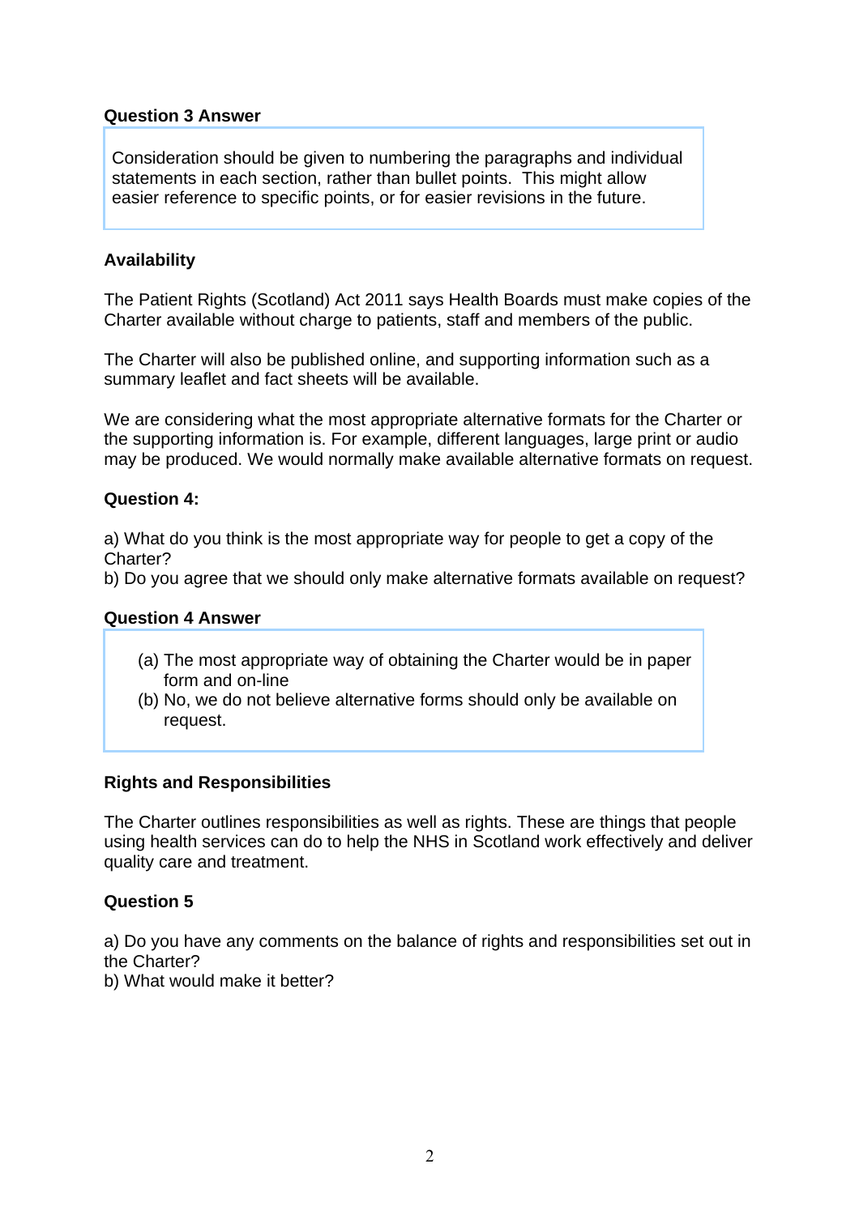**Question 3 Answer**

Consideration should be given to numbering the paragraphs and individual statements in each section, rather than bullet points. This might allow easier reference to specific points, or for easier revisions in the future.

**Availability**

The Patient Rights (Scotland) Act 2011 says Health Boards must make copies of the Charter available without charge to patients, staff and members of the public.

The Charter will also be published online, and supporting information such as a summary leaflet and fact sheets will be available.

We are considering what the most appropriate alternative formats for the Charter or the supporting information is. For example, different languages, large print or audio may be produced. We would normally make available alternative formats on request.

**Question 4:**

a) What do you think is the most appropriate way for people to get a copy of the Charter?
b) Do you agree that we should only make alternative formats available on request?

**Question 4 Answer**

(a) The most appropriate way of obtaining the Charter would be in paper form and on-line
(b) No, we do not believe alternative forms should only be available on request.

**Rights and Responsibilities**

The Charter outlines responsibilities as well as rights. These are things that people using health services can do to help the NHS in Scotland work effectively and deliver quality care and treatment.

**Question 5**

a) Do you have any comments on the balance of rights and responsibilities set out in the Charter?
b) What would make it better?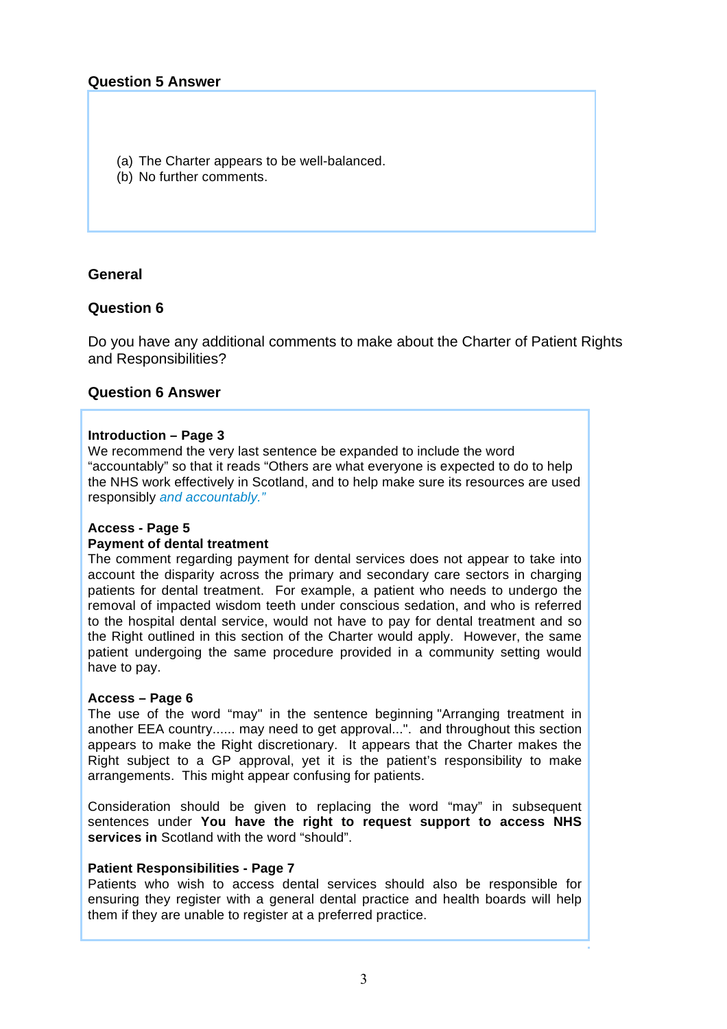**Question 5 Answer**

(a) The Charter appears to be well-balanced.
(b) No further comments.

## General

**Question 6**

Do you have any additional comments to make about the Charter of Patient Rights and Responsibilities?

**Question 6 Answer**

**Introduction – Page 3**
We recommend the very last sentence be expanded to include the word "accountably" so that it reads "Others are what everyone is expected to do to help the NHS work effectively in Scotland, and to help make sure its resources are used responsibly *and accountably."*

**Access - Page 5**
**Payment of dental treatment**
The comment regarding payment for dental services does not appear to take into account the disparity across the primary and secondary care sectors in charging patients for dental treatment. For example, a patient who needs to undergo the removal of impacted wisdom teeth under conscious sedation, and who is referred to the hospital dental service, would not have to pay for dental treatment and so the Right outlined in this section of the Charter would apply. However, the same patient undergoing the same procedure provided in a community setting would have to pay.

**Access – Page 6**
The use of the word "may" in the sentence beginning "Arranging treatment in another EEA country...... may need to get approval...". and throughout this section appears to make the Right discretionary. It appears that the Charter makes the Right subject to a GP approval, yet it is the patient's responsibility to make arrangements. This might appear confusing for patients.

Consideration should be given to replacing the word "may" in subsequent sentences under **You have the right to request support to access NHS services in** Scotland with the word "should".

**Patient Responsibilities - Page 7**
Patients who wish to access dental services should also be responsible for ensuring they register with a general dental practice and health boards will help them if they are unable to register at a preferred practice.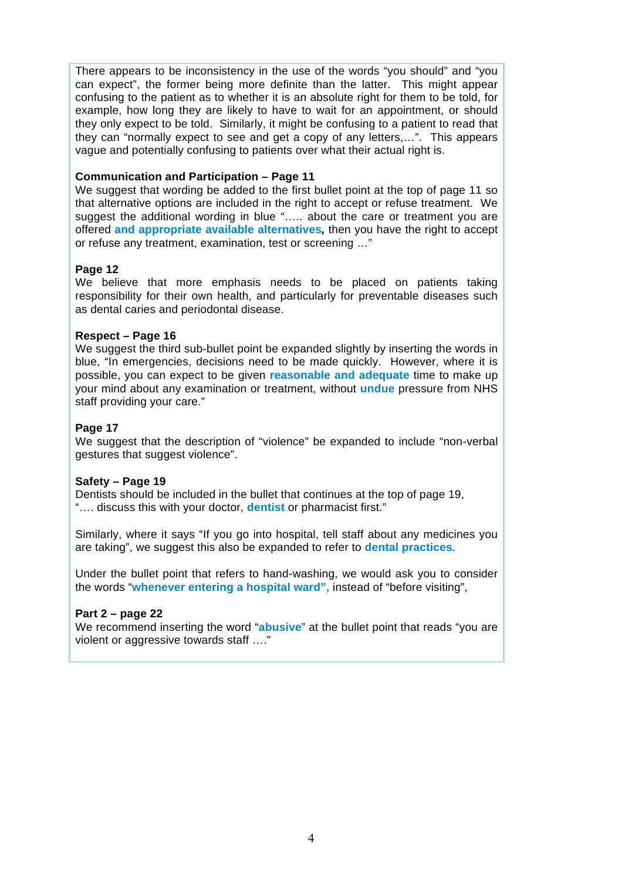There appears to be inconsistency in the use of the words "you should" and "you can expect", the former being more definite than the latter. This might appear confusing to the patient as to whether it is an absolute right for them to be told, for example, how long they are likely to have to wait for an appointment, or should they only expect to be told. Similarly, it might be confusing to a patient to read that they can "normally expect to see and get a copy of any letters,…". This appears vague and potentially confusing to patients over what their actual right is.

**Communication and Participation – Page 11**

We suggest that wording be added to the first bullet point at the top of page 11 so that alternative options are included in the right to accept or refuse treatment. We suggest the additional wording in blue "….. about the care or treatment you are offered **and appropriate available alternatives*,*** then you have the right to accept or refuse any treatment, examination, test or screening …"

**Page 12**

We believe that more emphasis needs to be placed on patients taking responsibility for their own health, and particularly for preventable diseases such as dental caries and periodontal disease.

**Respect – Page 16**

We suggest the third sub-bullet point be expanded slightly by inserting the words in blue, "In emergencies, decisions need to be made quickly. However, where it is possible, you can expect to be given **reasonable and adequate** time to make up your mind about any examination or treatment, without **undue** pressure from NHS staff providing your care."

**Page 17**

We suggest that the description of "violence" be expanded to include "non-verbal gestures that suggest violence".

**Safety – Page 19**

Dentists should be included in the bullet that continues at the top of page 19, "…. discuss this with your doctor, **dentist** or pharmacist first."

Similarly, where it says "If you go into hospital, tell staff about any medicines you are taking", we suggest this also be expanded to refer to **dental practices**.

Under the bullet point that refers to hand-washing, we would ask you to consider the words "**whenever entering a hospital ward",** instead of "before visiting",

**Part 2 – page 22**

We recommend inserting the word "**abusive**" at the bullet point that reads "you are violent or aggressive towards staff …."